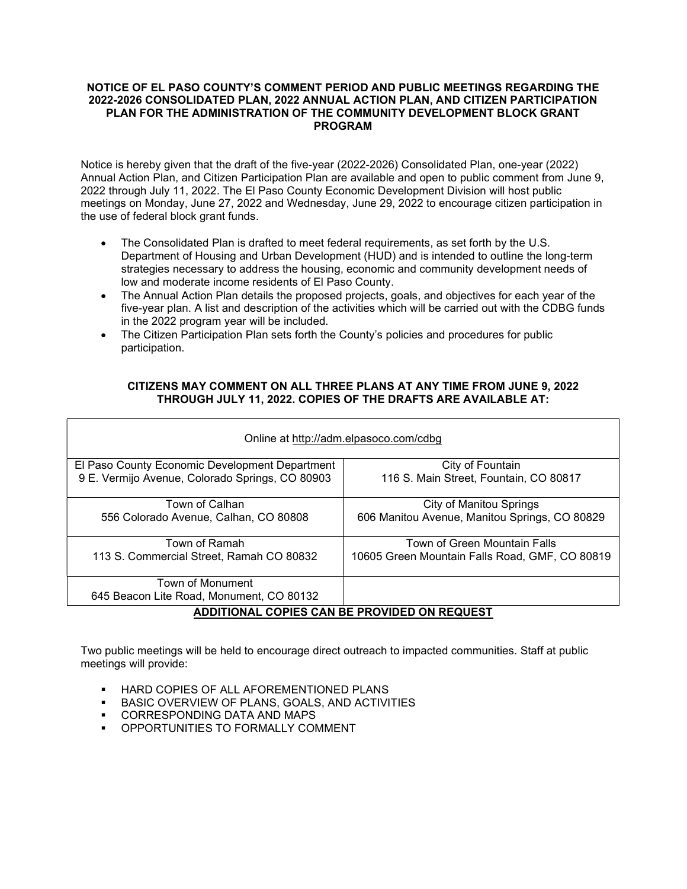# NOTICE OF EL PASO COUNTY'S COMMENT PERIOD AND PUBLIC MEETINGS REGARDING THE 2022-2026 CONSOLIDATED PLAN, 2022 ANNUAL ACTION PLAN, AND CITIZEN PARTICIPATION PLAN FOR THE ADMINISTRATION OF THE COMMUNITY DEVELOPMENT BLOCK GRANT PROGRAM

Notice is hereby given that the draft of the five-year (2022-2026) Consolidated Plan, one-year (2022) Annual Action Plan, and Citizen Participation Plan are available and open to public comment from June 9, 2022 through July 11, 2022. The El Paso County Economic Development Division will host public meetings on Monday, June 27, 2022 and Wednesday, June 29, 2022 to encourage citizen participation in the use of federal block grant funds.

- The Consolidated Plan is drafted to meet federal requirements, as set forth by the U.S. Department of Housing and Urban Development (HUD) and is intended to outline the long-term strategies necessary to address the housing, economic and community development needs of low and moderate income residents of El Paso County.
- The Annual Action Plan details the proposed projects, goals, and objectives for each year of the five-year plan. A list and description of the activities which will be carried out with the CDBG funds in the 2022 program year will be included.
- The Citizen Participation Plan sets forth the County's policies and procedures for public participation.

**CITIZENS MAY COMMENT ON ALL THREE PLANS AT ANY TIME FROM JUNE 9, 2022 THROUGH JULY 11, 2022. COPIES OF THE DRAFTS ARE AVAILABLE AT:**

| Online at http://adm.elpasoco.com/cdbg | |
|---|---|
| El Paso County Economic Development Department<br>9 E. Vermijo Avenue, Colorado Springs, CO 80903 | City of Fountain<br>116 S. Main Street, Fountain, CO 80817 |
| Town of Calhan<br>556 Colorado Avenue, Calhan, CO 80808 | City of Manitou Springs<br>606 Manitou Avenue, Manitou Springs, CO 80829 |
| Town of Ramah<br>113 S. Commercial Street, Ramah CO 80832 | Town of Green Mountain Falls<br>10605 Green Mountain Falls Road, GMF, CO 80819 |
| Town of Monument<br>645 Beacon Lite Road, Monument, CO 80132 | |

**ADDITIONAL COPIES CAN BE PROVIDED ON REQUEST**

Two public meetings will be held to encourage direct outreach to impacted communities. Staff at public meetings will provide:

- HARD COPIES OF ALL AFOREMENTIONED PLANS
- BASIC OVERVIEW OF PLANS, GOALS, AND ACTIVITIES
- CORRESPONDING DATA AND MAPS
- OPPORTUNITIES TO FORMALLY COMMENT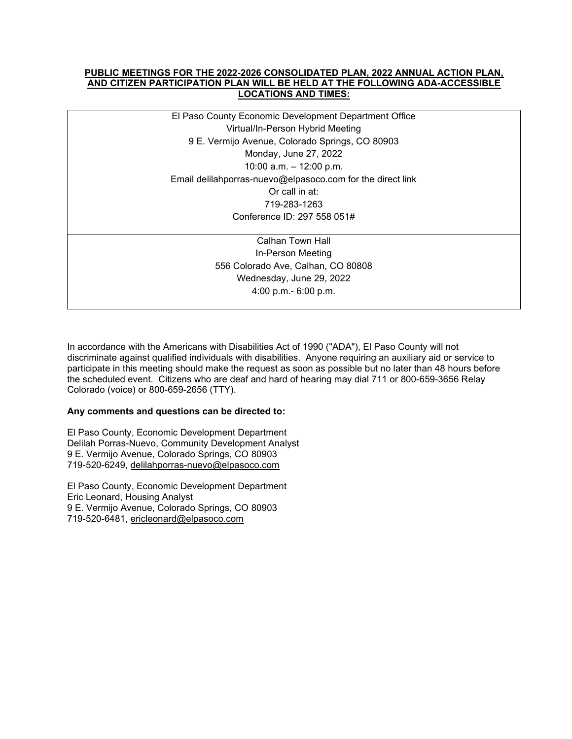**PUBLIC MEETINGS FOR THE 2022-2026 CONSOLIDATED PLAN, 2022 ANNUAL ACTION PLAN, AND CITIZEN PARTICIPATION PLAN WILL BE HELD AT THE FOLLOWING ADA-ACCESSIBLE LOCATIONS AND TIMES:**

| |
|---|
| El Paso County Economic Development Department Office<br>Virtual/In-Person Hybrid Meeting<br>9 E. Vermijo Avenue, Colorado Springs, CO 80903<br>Monday, June 27, 2022<br>10:00 a.m. – 12:00 p.m.<br>Email delilahporras-nuevo@elpasoco.com for the direct link<br>Or call in at:<br>719-283-1263<br>Conference ID: 297 558 051# |
| Calhan Town Hall<br>In-Person Meeting<br>556 Colorado Ave, Calhan, CO 80808<br>Wednesday, June 29, 2022<br>4:00 p.m.- 6:00 p.m. |

In accordance with the Americans with Disabilities Act of 1990 ("ADA"), El Paso County will not discriminate against qualified individuals with disabilities. Anyone requiring an auxiliary aid or service to participate in this meeting should make the request as soon as possible but no later than 48 hours before the scheduled event. Citizens who are deaf and hard of hearing may dial 711 or 800-659-3656 Relay Colorado (voice) or 800-659-2656 (TTY).

**Any comments and questions can be directed to:**

El Paso County, Economic Development Department
Delilah Porras-Nuevo, Community Development Analyst
9 E. Vermijo Avenue, Colorado Springs, CO 80903
719-520-6249, delilahporras-nuevo@elpasoco.com

El Paso County, Economic Development Department
Eric Leonard, Housing Analyst
9 E. Vermijo Avenue, Colorado Springs, CO 80903
719-520-6481, ericleonard@elpasoco.com